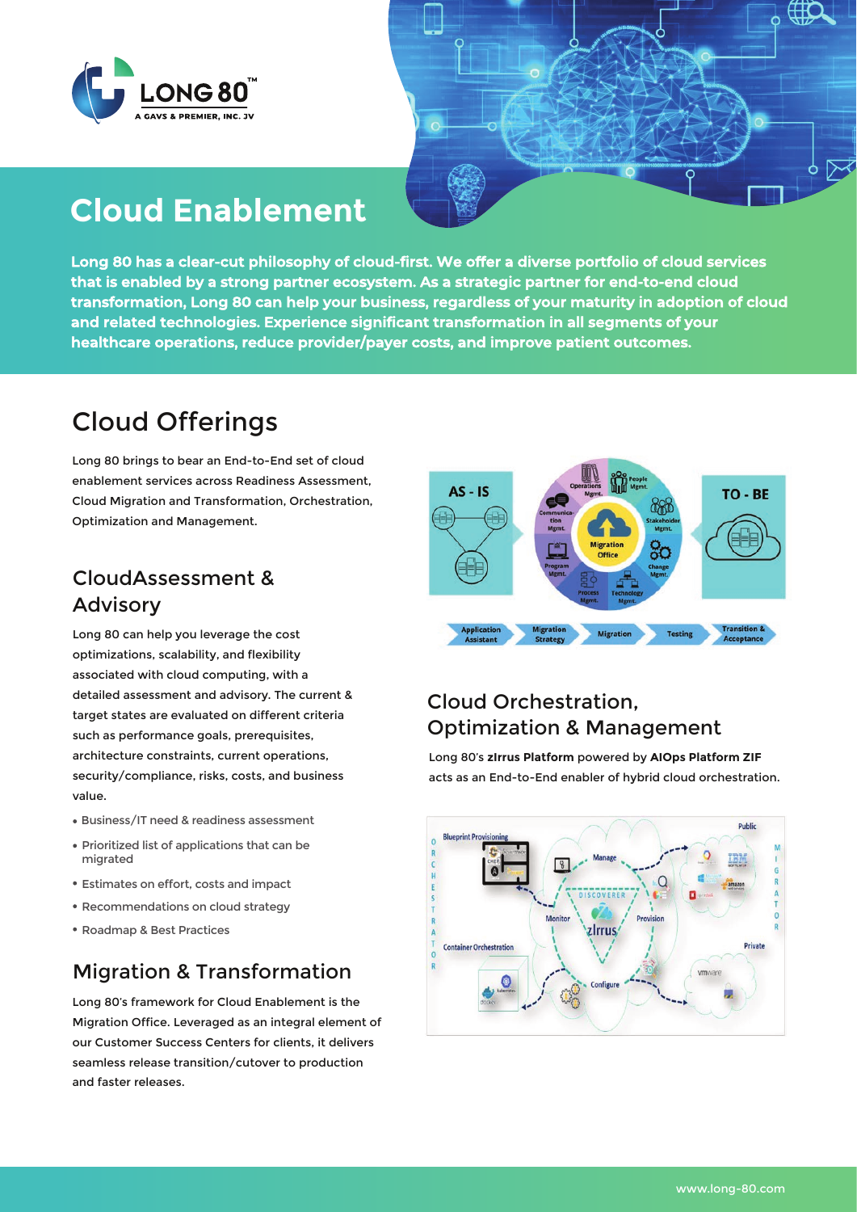# Cloud Enablement

**Long 80 has a clear-cut philosophy of cloud-first. We offer a diverse portfolio of cloud services that is enabled by a strong partner ecosystem. As a strategic partner for end-to-end cloud transformation, Long 80 can help your business, regardless of your maturity in adoption of cloud and related technologies. Experience significant transformation in all segments of your healthcare operations, reduce provider/payer costs, and improve patient outcomes.**

## Cloud Offerings

Long 80 brings to bear an End-to-End set of cloud enablement services across Readiness Assessment, Cloud Migration and Transformation, Orchestration, Optimization and Management.

### CloudAssessment & Advisory

Long 80 can help you leverage the cost optimizations, scalability, and flexibility associated with cloud computing, with a detailed assessment and advisory. The current & target states are evaluated on different criteria such as performance goals, prerequisites, architecture constraints, current operations, security/compliance, risks, costs, and business value.

- Business/IT need & readiness assessment
- Prioritized list of applications that can be migrated
- Estimates on effort, costs and impact
- Recommendations on cloud strategy
- Roadmap & Best Practices

### Migration & Transformation

Long 80's framework for Cloud Enablement is the Migration Office. Leveraged as an integral element of our Customer Success Centers for clients, it delivers seamless release transition/cutover to production and faster releases.

### Cloud Orchestration, Optimization & Management

Long 80's **zIrrus Platform** powered by **AIOps Platform ZIF** acts as an End-to-End enabler of hybrid cloud orchestration.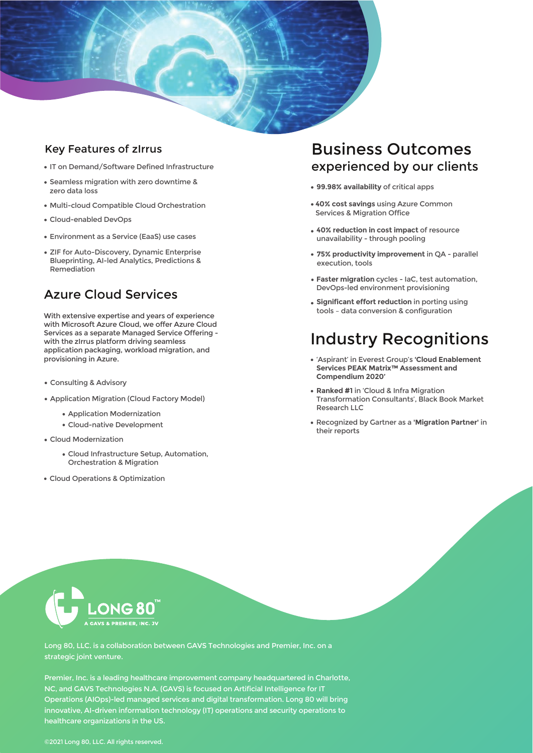## Key Features of zIrrus

- IT on Demand/Software Defined Infrastructure
- Seamless migration with zero downtime & zero data loss
- Multi-cloud Compatible Cloud Orchestration
- Cloud-enabled DevOps
- Environment as a Service (EaaS) use cases
- ZIF for Auto-Discovery, Dynamic Enterprise Blueprinting, AI-led Analytics, Predictions & Remediation

## Azure Cloud Services

With extensive expertise and years of experience with Microsoft Azure Cloud, we offer Azure Cloud Services as a separate Managed Service Offering - with the zIrrus platform driving seamless application packaging, workload migration, and provisioning in Azure.

- Consulting & Advisory
- Application Migration (Cloud Factory Model)
  - Application Modernization
  - Cloud-native Development
- Cloud Modernization
  - Cloud Infrastructure Setup, Automation, Orchestration & Migration
- Cloud Operations & Optimization

## Business Outcomes
### experienced by our clients

- **99.98% availability** of critical apps
- **40% cost savings** using Azure Common Services & Migration Office
- **40% reduction in cost impact** of resource unavailability - through pooling
- **75% productivity improvement** in QA - parallel execution, tools
- **Faster migration** cycles - IaC, test automation, DevOps-led environment provisioning
- **Significant effort reduction** in porting using tools – data conversion & configuration

## Industry Recognitions

- 'Aspirant' in Everest Group's **'Cloud Enablement Services PEAK Matrix™ Assessment and Compendium 2020'**
- **Ranked #1** in 'Cloud & Infra Migration Transformation Consultants', Black Book Market Research LLC
- Recognized by Gartner as a **'Migration Partner'** in their reports

LONG 80™
A GAVS & PREMIER, INC. JV

Long 80, LLC. is a collaboration between GAVS Technologies and Premier, Inc. on a strategic joint venture.

Premier, Inc. is a leading healthcare improvement company headquartered in Charlotte, NC, and GAVS Technologies N.A. (GAVS) is focused on Artificial Intelligence for IT Operations (AIOps)-led managed services and digital transformation. Long 80 will bring innovative, AI-driven information technology (IT) operations and security operations to healthcare organizations in the US.

©2021 Long 80, LLC. All rights reserved.